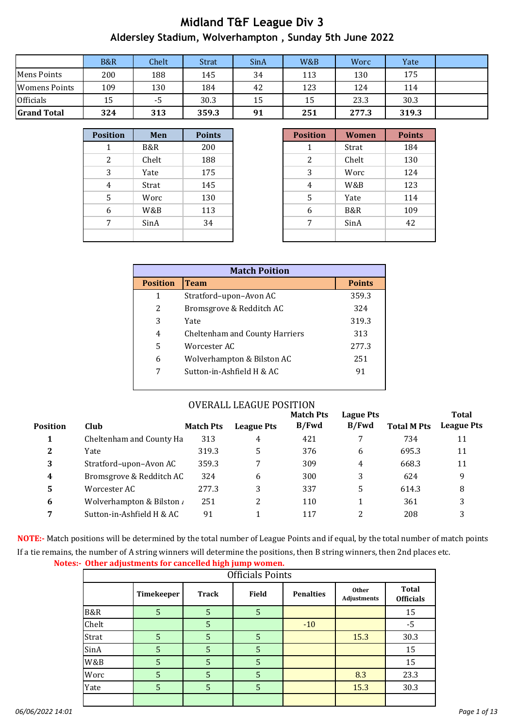# Midland T&F League Div 3

## Aldersley Stadium, Wolverhampton , Sunday 5th June 2022

| | B&R | Chelt | Strat | SinA | W&B | Worc | Yate | |
|---|---|---|---|---|---|---|---|---|
| Mens Points | 200 | 188 | 145 | 34 | 113 | 130 | 175 | |
| Womens Points | 109 | 130 | 184 | 42 | 123 | 124 | 114 | |
| Officials | 15 | -5 | 30.3 | 15 | 15 | 23.3 | 30.3 | |
| **Grand Total** | **324** | **313** | **359.3** | **91** | **251** | **277.3** | **319.3** | |

| Position | Men | Points |
|---|---|---|
| 1 | B&R | 200 |
| 2 | Chelt | 188 |
| 3 | Yate | 175 |
| 4 | Strat | 145 |
| 5 | Worc | 130 |
| 6 | W&B | 113 |
| 7 | SinA | 34 |

| Position | Women | Points |
|---|---|---|
| 1 | Strat | 184 |
| 2 | Chelt | 130 |
| 3 | Worc | 124 |
| 4 | W&B | 123 |
| 5 | Yate | 114 |
| 6 | B&R | 109 |
| 7 | SinA | 42 |

**Match Poition**

| Position | Team | Points |
|---|---|---|
| 1 | Stratford–upon–Avon AC | 359.3 |
| 2 | Bromsgrove & Redditch AC | 324 |
| 3 | Yate | 319.3 |
| 4 | Cheltenham and County Harriers | 313 |
| 5 | Worcester AC | 277.3 |
| 6 | Wolverhampton & Bilston AC | 251 |
| 7 | Sutton-in-Ashfield H & AC | 91 |

OVERALL LEAGUE POSITION

| Position | Club | Match Pts | League Pts | Match Pts B/Fwd | Lague Pts B/Fwd | Total M Pts | Total League Pts |
|---|---|---|---|---|---|---|---|
| **1** | Cheltenham and County Ha | 313 | 4 | 421 | 7 | 734 | 11 |
| **2** | Yate | 319.3 | 5 | 376 | 6 | 695.3 | 11 |
| **3** | Stratford–upon–Avon AC | 359.3 | 7 | 309 | 4 | 668.3 | 11 |
| **4** | Bromsgrove & Redditch AC | 324 | 6 | 300 | 3 | 624 | 9 |
| **5** | Worcester AC | 277.3 | 3 | 337 | 5 | 614.3 | 8 |
| **6** | Wolverhampton & Bilston A | 251 | 2 | 110 | 1 | 361 | 3 |
| **7** | Sutton-in-Ashfield H & AC | 91 | 1 | 117 | 2 | 208 | 3 |

**NOTE:-** Match positions will be determined by the total number of League Points and if equal, by the total number of match points If a tie remains, the number of A string winners will determine the positions, then B string winners, then 2nd places etc.

**Notes:- Other adjustments for cancelled high jump women.**

**Officials Points**

| | Timekeeper | Track | Field | Penalties | Other Adjustments | Total Officials |
|---|---|---|---|---|---|---|
| B&R | 5 | 5 | 5 | | | 15 |
| Chelt | | 5 | | -10 | | -5 |
| Strat | 5 | 5 | 5 | | 15.3 | 30.3 |
| SinA | 5 | 5 | 5 | | | 15 |
| W&B | 5 | 5 | 5 | | | 15 |
| Worc | 5 | 5 | 5 | | 8.3 | 23.3 |
| Yate | 5 | 5 | 5 | | 15.3 | 30.3 |

*06/06/2022 14:01*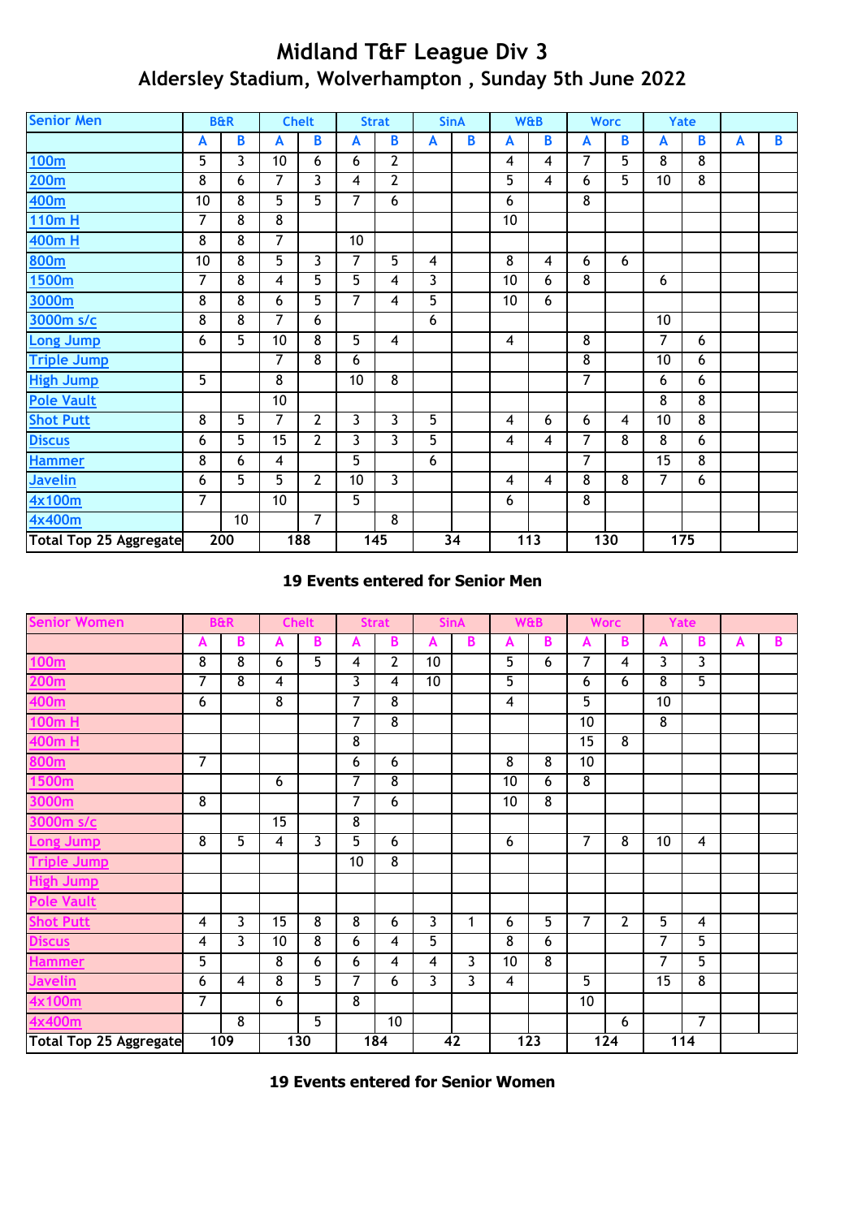# Midland T&F League Div 3
## Aldersley Stadium, Wolverhampton , Sunday 5th June 2022

| Senior Men | B&R | | Chelt | | Strat | | SinA | | W&B | | Worc | | Yate | | | |
|---|---|---|---|---|---|---|---|---|---|---|---|---|---|---|---|---|
| | A | B | A | B | A | B | A | B | A | B | A | B | A | B | A | B |
| 100m | 5 | 3 | 10 | 6 | 6 | 2 | | | 4 | 4 | 7 | 5 | 8 | 8 | | |
| 200m | 8 | 6 | 7 | 3 | 4 | 2 | | | 5 | 4 | 6 | 5 | 10 | 8 | | |
| 400m | 10 | 8 | 5 | 5 | 7 | 6 | | | 6 | | 8 | | | | | |
| 110m H | 7 | 8 | 8 | | | | | | 10 | | | | | | | |
| 400m H | 8 | 8 | 7 | | 10 | | | | | | | | | | | |
| 800m | 10 | 8 | 5 | 3 | 7 | 5 | 4 | | 8 | 4 | 6 | 6 | | | | |
| 1500m | 7 | 8 | 4 | 5 | 5 | 4 | 3 | | 10 | 6 | 8 | | 6 | | | |
| 3000m | 8 | 8 | 6 | 5 | 7 | 4 | 5 | | 10 | 6 | | | | | | |
| 3000m s/c | 8 | 8 | 7 | 6 | | | 6 | | | | | | 10 | | | |
| Long Jump | 6 | 5 | 10 | 8 | 5 | 4 | | | 4 | | 8 | | 7 | 6 | | |
| Triple Jump | | | 7 | 8 | 6 | | | | | | 8 | | 10 | 6 | | |
| High Jump | 5 | | 8 | | 10 | 8 | | | | | 7 | | 6 | 6 | | |
| Pole Vault | | | 10 | | | | | | | | | | 8 | 8 | | |
| Shot Putt | 8 | 5 | 7 | 2 | 3 | 3 | 5 | | 4 | 6 | 6 | 4 | 10 | 8 | | |
| Discus | 6 | 5 | 15 | 2 | 3 | 3 | 5 | | 4 | 4 | 7 | 8 | 8 | 6 | | |
| Hammer | 8 | 6 | 4 | | 5 | | 6 | | | | 7 | | 15 | 8 | | |
| Javelin | 6 | 5 | 5 | 2 | 10 | 3 | | | 4 | 4 | 8 | 8 | 7 | 6 | | |
| 4x100m | 7 | | 10 | | 5 | | | | 6 | | 8 | | | | | |
| 4x400m | | 10 | | 7 | | 8 | | | | | | | | | | |
| Total Top 25 Aggregate | 200 | | 188 | | 145 | | 34 | | 113 | | 130 | | 175 | | | |

**19 Events entered for Senior Men**

| Senior Women | B&R | | Chelt | | Strat | | SinA | | W&B | | Worc | | Yate | | | |
|---|---|---|---|---|---|---|---|---|---|---|---|---|---|---|---|---|
| | A | B | A | B | A | B | A | B | A | B | A | B | A | B | A | B |
| 100m | 8 | 8 | 6 | 5 | 4 | 2 | 10 | | 5 | 6 | 7 | 4 | 3 | 3 | | |
| 200m | 7 | 8 | 4 | | 3 | 4 | 10 | | 5 | | 6 | 6 | 8 | 5 | | |
| 400m | 6 | | 8 | | 7 | 8 | | | 4 | | 5 | | 10 | | | |
| 100m H | | | | | 7 | 8 | | | | | 10 | | 8 | | | |
| 400m H | | | | | 8 | | | | | | 15 | 8 | | | | |
| 800m | 7 | | | | 6 | 6 | | | 8 | 8 | 10 | | | | | |
| 1500m | | | 6 | | 7 | 8 | | | 10 | 6 | 8 | | | | | |
| 3000m | 8 | | | | 7 | 6 | | | 10 | 8 | | | | | | |
| 3000m s/c | | | 15 | | 8 | | | | | | | | | | | |
| Long Jump | 8 | 5 | 4 | 3 | 5 | 6 | | | 6 | | 7 | 8 | 10 | 4 | | |
| Triple Jump | | | | | 10 | 8 | | | | | | | | | | |
| High Jump | | | | | | | | | | | | | | | | |
| Pole Vault | | | | | | | | | | | | | | | | |
| Shot Putt | 4 | 3 | 15 | 8 | 8 | 6 | 3 | 1 | 6 | 5 | 7 | 2 | 5 | 4 | | |
| Discus | 4 | 3 | 10 | 8 | 6 | 4 | 5 | | 8 | 6 | | | 7 | 5 | | |
| Hammer | 5 | | 8 | 6 | 6 | 4 | 4 | 3 | 10 | 8 | | | 7 | 5 | | |
| Javelin | 6 | 4 | 8 | 5 | 7 | 6 | 3 | 3 | 4 | | 5 | | 15 | 8 | | |
| 4x100m | 7 | | 6 | | 8 | | | | | | 10 | | | | | |
| 4x400m | | 8 | | 5 | | 10 | | | | | | 6 | | 7 | | |
| Total Top 25 Aggregate | 109 | | 130 | | 184 | | 42 | | 123 | | 124 | | 114 | | | |

**19 Events entered for Senior Women**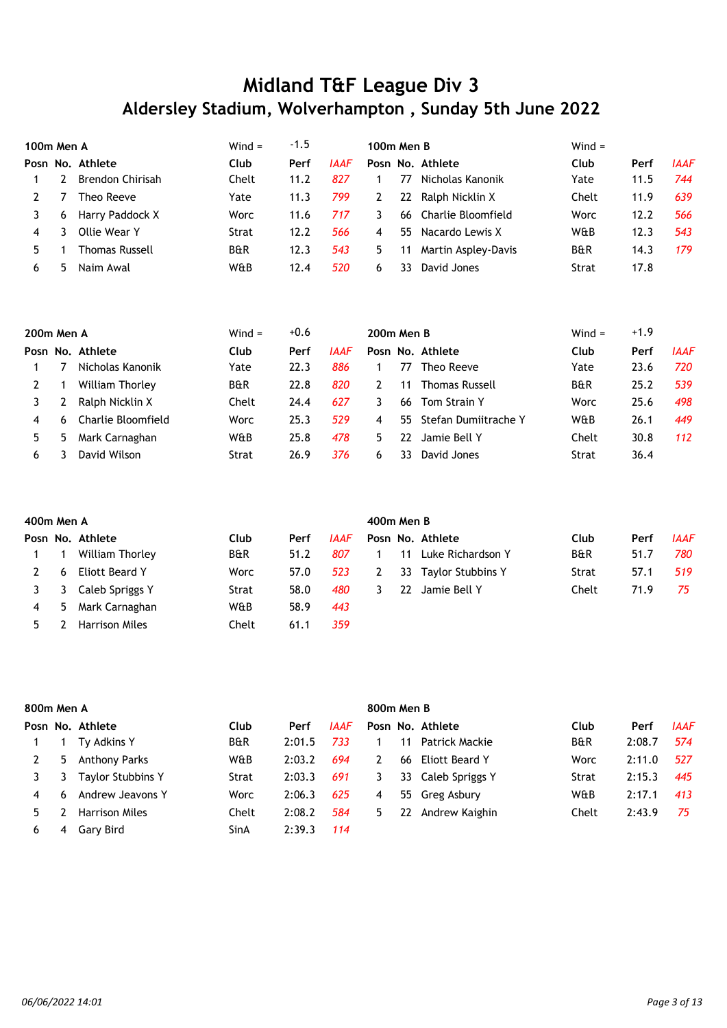# Midland T&F League Div 3

## Aldersley Stadium, Wolverhampton , Sunday 5th June 2022

### 100m Men A

Wind = -1.5

| Posn | No. | Athlete | Club | Perf | IAAF |
|---|---|---|---|---|---|
| 1 | 2 | Brendon Chirisah | Chelt | 11.2 | *827* |
| 2 | 7 | Theo Reeve | Yate | 11.3 | *799* |
| 3 | 6 | Harry Paddock X | Worc | 11.6 | *717* |
| 4 | 3 | Ollie Wear Y | Strat | 12.2 | *566* |
| 5 | 1 | Thomas Russell | B&R | 12.3 | *543* |
| 6 | 5 | Naim Awal | W&B | 12.4 | *520* |

### 100m Men B

Wind =

| Posn | No. | Athlete | Club | Perf | IAAF |
|---|---|---|---|---|---|
| 1 | 77 | Nicholas Kanonik | Yate | 11.5 | *744* |
| 2 | 22 | Ralph Nicklin X | Chelt | 11.9 | *639* |
| 3 | 66 | Charlie Bloomfield | Worc | 12.2 | *566* |
| 4 | 55 | Nacardo Lewis X | W&B | 12.3 | *543* |
| 5 | 11 | Martin Aspley-Davis | B&R | 14.3 | *179* |
| 6 | 33 | David Jones | Strat | 17.8 | |

### 200m Men A

Wind = +0.6

| Posn | No. | Athlete | Club | Perf | IAAF |
|---|---|---|---|---|---|
| 1 | 7 | Nicholas Kanonik | Yate | 22.3 | *886* |
| 2 | 1 | William Thorley | B&R | 22.8 | *820* |
| 3 | 2 | Ralph Nicklin X | Chelt | 24.4 | *627* |
| 4 | 6 | Charlie Bloomfield | Worc | 25.3 | *529* |
| 5 | 5 | Mark Carnaghan | W&B | 25.8 | *478* |
| 6 | 3 | David Wilson | Strat | 26.9 | *376* |

### 200m Men B

Wind = +1.9

| Posn | No. | Athlete | Club | Perf | IAAF |
|---|---|---|---|---|---|
| 1 | 77 | Theo Reeve | Yate | 23.6 | *720* |
| 2 | 11 | Thomas Russell | B&R | 25.2 | *539* |
| 3 | 66 | Tom Strain Y | Worc | 25.6 | *498* |
| 4 | 55 | Stefan Dumiitrache Y | W&B | 26.1 | *449* |
| 5 | 22 | Jamie Bell Y | Chelt | 30.8 | *112* |
| 6 | 33 | David Jones | Strat | 36.4 | |

### 400m Men A

| Posn | No. | Athlete | Club | Perf | IAAF |
|---|---|---|---|---|---|
| 1 | 1 | William Thorley | B&R | 51.2 | *807* |
| 2 | 6 | Eliott Beard Y | Worc | 57.0 | *523* |
| 3 | 3 | Caleb Spriggs Y | Strat | 58.0 | *480* |
| 4 | 5 | Mark Carnaghan | W&B | 58.9 | *443* |
| 5 | 2 | Harrison Miles | Chelt | 61.1 | *359* |

### 400m Men B

| Posn | No. | Athlete | Club | Perf | IAAF |
|---|---|---|---|---|---|
| 1 | 11 | Luke Richardson Y | B&R | 51.7 | *780* |
| 2 | 33 | Taylor Stubbins Y | Strat | 57.1 | *519* |
| 3 | 22 | Jamie Bell Y | Chelt | 71.9 | *75* |

### 800m Men A

| Posn | No. | Athlete | Club | Perf | IAAF |
|---|---|---|---|---|---|
| 1 | 1 | Ty Adkins Y | B&R | 2:01.5 | *733* |
| 2 | 5 | Anthony Parks | W&B | 2:03.2 | *694* |
| 3 | 3 | Taylor Stubbins Y | Strat | 2:03.3 | *691* |
| 4 | 6 | Andrew Jeavons Y | Worc | 2:06.3 | *625* |
| 5 | 2 | Harrison Miles | Chelt | 2:08.2 | *584* |
| 6 | 4 | Gary Bird | SinA | 2:39.3 | *114* |

### 800m Men B

| Posn | No. | Athlete | Club | Perf | IAAF |
|---|---|---|---|---|---|
| 1 | 11 | Patrick Mackie | B&R | 2:08.7 | *574* |
| 2 | 66 | Eliott Beard Y | Worc | 2:11.0 | *527* |
| 3 | 33 | Caleb Spriggs Y | Strat | 2:15.3 | *445* |
| 4 | 55 | Greg Asbury | W&B | 2:17.1 | *413* |
| 5 | 22 | Andrew Kaighin | Chelt | 2:43.9 | *75* |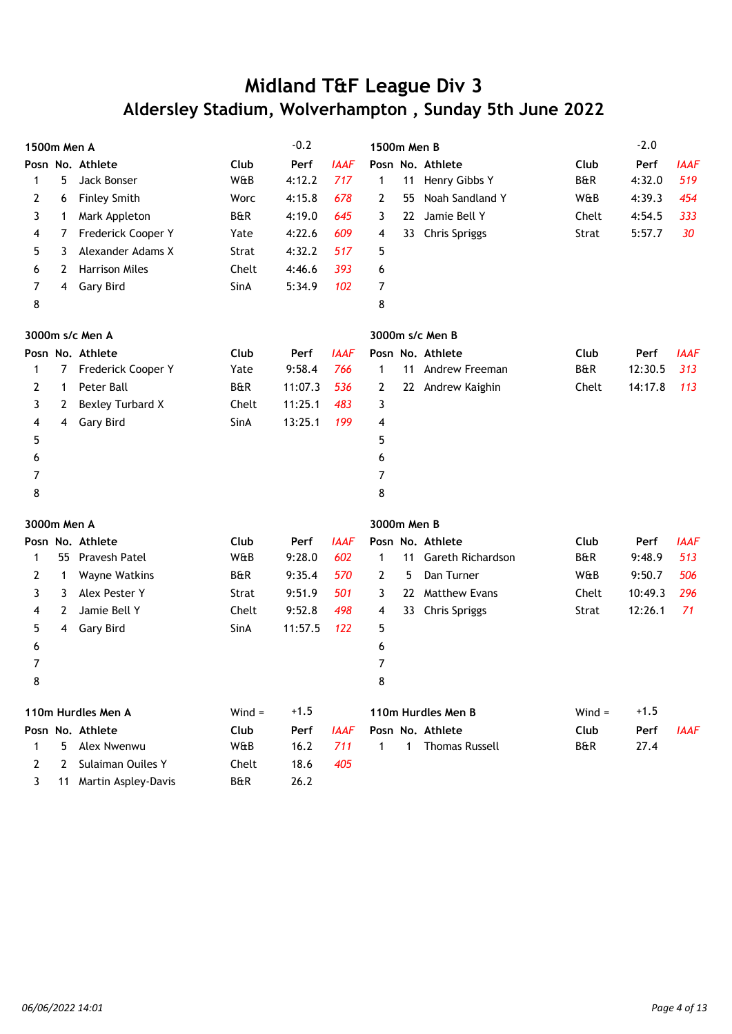# Midland T&F League Div 3
## Aldersley Stadium, Wolverhampton , Sunday 5th June 2022

### 1500m Men A

-0.2

| Posn | No. | Athlete | Club | Perf | *IAAF* |
|---|---|---|---|---|---|
| 1 | 5 | Jack Bonser | W&B | 4:12.2 | *717* |
| 2 | 6 | Finley Smith | Worc | 4:15.8 | *678* |
| 3 | 1 | Mark Appleton | B&R | 4:19.0 | *645* |
| 4 | 7 | Frederick Cooper Y | Yate | 4:22.6 | *609* |
| 5 | 3 | Alexander Adams X | Strat | 4:32.2 | *517* |
| 6 | 2 | Harrison Miles | Chelt | 4:46.6 | *393* |
| 7 | 4 | Gary Bird | SinA | 5:34.9 | *102* |
| 8 | | | | | |

### 1500m Men B

-2.0

| Posn | No. | Athlete | Club | Perf | *IAAF* |
|---|---|---|---|---|---|
| 1 | 11 | Henry Gibbs Y | B&R | 4:32.0 | *519* |
| 2 | 55 | Noah Sandland Y | W&B | 4:39.3 | *454* |
| 3 | 22 | Jamie Bell Y | Chelt | 4:54.5 | *333* |
| 4 | 33 | Chris Spriggs | Strat | 5:57.7 | *30* |
| 5 | | | | | |
| 6 | | | | | |
| 7 | | | | | |
| 8 | | | | | |

### 3000m s/c Men A

| Posn | No. | Athlete | Club | Perf | *IAAF* |
|---|---|---|---|---|---|
| 1 | 7 | Frederick Cooper Y | Yate | 9:58.4 | *766* |
| 2 | 1 | Peter Ball | B&R | 11:07.3 | *536* |
| 3 | 2 | Bexley Turbard X | Chelt | 11:25.1 | *483* |
| 4 | 4 | Gary Bird | SinA | 13:25.1 | *199* |
| 5 | | | | | |
| 6 | | | | | |
| 7 | | | | | |
| 8 | | | | | |

### 3000m s/c Men B

| Posn | No. | Athlete | Club | Perf | *IAAF* |
|---|---|---|---|---|---|
| 1 | 11 | Andrew Freeman | B&R | 12:30.5 | *313* |
| 2 | 22 | Andrew Kaighin | Chelt | 14:17.8 | *113* |
| 3 | | | | | |
| 4 | | | | | |
| 5 | | | | | |
| 6 | | | | | |
| 7 | | | | | |
| 8 | | | | | |

### 3000m Men A

| Posn | No. | Athlete | Club | Perf | *IAAF* |
|---|---|---|---|---|---|
| 1 | 55 | Pravesh Patel | W&B | 9:28.0 | *602* |
| 2 | 1 | Wayne Watkins | B&R | 9:35.4 | *570* |
| 3 | 3 | Alex Pester Y | Strat | 9:51.9 | *501* |
| 4 | 2 | Jamie Bell Y | Chelt | 9:52.8 | *498* |
| 5 | 4 | Gary Bird | SinA | 11:57.5 | *122* |
| 6 | | | | | |
| 7 | | | | | |
| 8 | | | | | |

### 3000m Men B

| Posn | No. | Athlete | Club | Perf | *IAAF* |
|---|---|---|---|---|---|
| 1 | 11 | Gareth Richardson | B&R | 9:48.9 | *513* |
| 2 | 5 | Dan Turner | W&B | 9:50.7 | *506* |
| 3 | 22 | Matthew Evans | Chelt | 10:49.3 | *296* |
| 4 | 33 | Chris Spriggs | Strat | 12:26.1 | *71* |
| 5 | | | | | |
| 6 | | | | | |
| 7 | | | | | |
| 8 | | | | | |

### 110m Hurdles Men A

Wind = +1.5

| Posn | No. | Athlete | Club | Perf | *IAAF* |
|---|---|---|---|---|---|
| 1 | 5 | Alex Nwenwu | W&B | 16.2 | *711* |
| 2 | 2 | Sulaiman Ouiles Y | Chelt | 18.6 | *405* |
| 3 | 11 | Martin Aspley-Davis | B&R | 26.2 | |

### 110m Hurdles Men B

Wind = +1.5

| Posn | No. | Athlete | Club | Perf | *IAAF* |
|---|---|---|---|---|---|
| 1 | 1 | Thomas Russell | B&R | 27.4 | |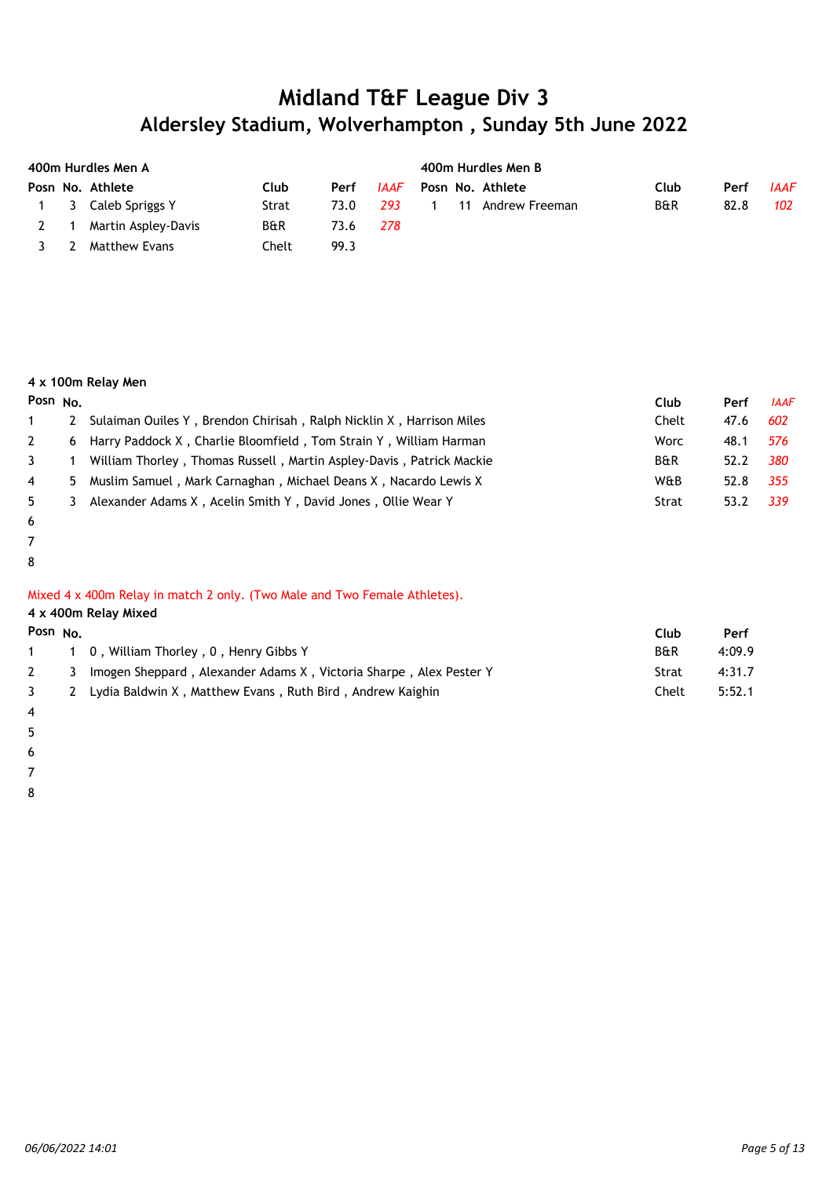# Midland T&F League Div 3
## Aldersley Stadium, Wolverhampton , Sunday 5th June 2022

**400m Hurdles Men A**

| Posn | No. | Athlete | Club | Perf | *IAAF* |
|---|---|---|---|---|---|
| 1 | 3 | Caleb Spriggs Y | Strat | 73.0 | *293* |
| 2 | 1 | Martin Aspley-Davis | B&R | 73.6 | *278* |
| 3 | 2 | Matthew Evans | Chelt | 99.3 | |

**400m Hurdles Men B**

| Posn | No. | Athlete | Club | Perf | *IAAF* |
|---|---|---|---|---|---|
| 1 | 11 | Andrew Freeman | B&R | 82.8 | *102* |

**4 x 100m Relay Men**

| Posn | No. | Athletes | Club | Perf | *IAAF* |
|---|---|---|---|---|---|
| 1 | 2 | Sulaiman Ouiles Y , Brendon Chirisah , Ralph Nicklin X , Harrison Miles | Chelt | 47.6 | *602* |
| 2 | 6 | Harry Paddock X , Charlie Bloomfield , Tom Strain Y , William Harman | Worc | 48.1 | *576* |
| 3 | 1 | William Thorley , Thomas Russell , Martin Aspley-Davis , Patrick Mackie | B&R | 52.2 | *380* |
| 4 | 5 | Muslim Samuel , Mark Carnaghan , Michael Deans X , Nacardo Lewis X | W&B | 52.8 | *355* |
| 5 | 3 | Alexander Adams X , Acelin Smith Y , David Jones , Ollie Wear Y | Strat | 53.2 | *339* |
| 6 | | | | | |
| 7 | | | | | |
| 8 | | | | | |

Mixed 4 x 400m Relay in match 2 only. (Two Male and Two Female Athletes).

**4 x 400m Relay Mixed**

| Posn | No. | Athletes | Club | Perf |
|---|---|---|---|---|
| 1 | 1 | 0 , William Thorley , 0 , Henry Gibbs Y | B&R | 4:09.9 |
| 2 | 3 | Imogen Sheppard , Alexander Adams X , Victoria Sharpe , Alex Pester Y | Strat | 4:31.7 |
| 3 | 2 | Lydia Baldwin X , Matthew Evans , Ruth Bird , Andrew Kaighin | Chelt | 5:52.1 |
| 4 | | | | |
| 5 | | | | |
| 6 | | | | |
| 7 | | | | |
| 8 | | | | |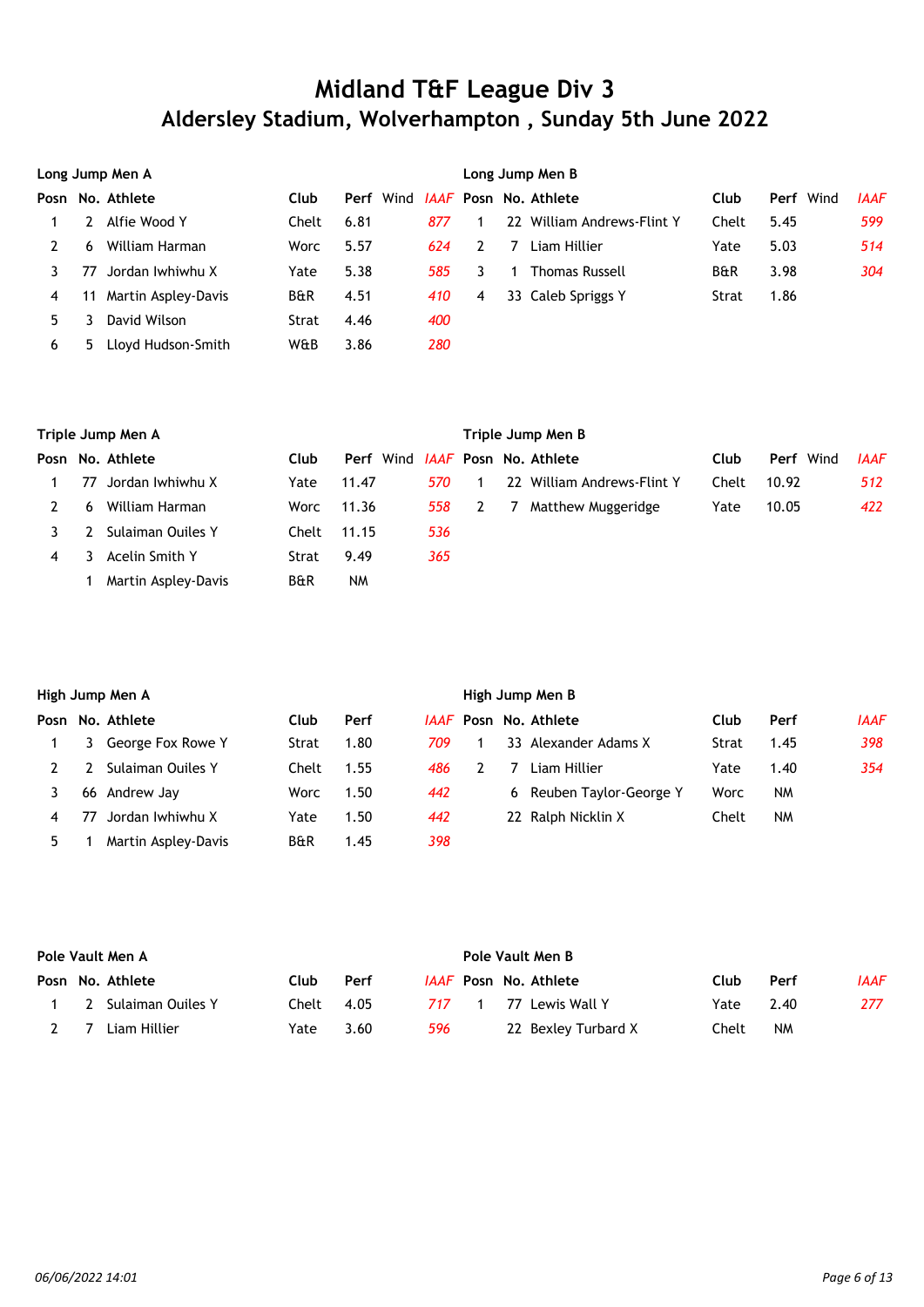# Midland T&F League Div 3

## Aldersley Stadium, Wolverhampton , Sunday 5th June 2022

### Long Jump Men A

| Posn | No. | Athlete | Club | Perf | Wind | IAAF |
|---|---|---|---|---|---|---|
| 1 | 2 | Alfie Wood Y | Chelt | 6.81 | | *877* |
| 2 | 6 | William Harman | Worc | 5.57 | | *624* |
| 3 | 77 | Jordan Iwhiwhu X | Yate | 5.38 | | *585* |
| 4 | 11 | Martin Aspley-Davis | B&R | 4.51 | | *410* |
| 5 | 3 | David Wilson | Strat | 4.46 | | *400* |
| 6 | 5 | Lloyd Hudson-Smith | W&B | 3.86 | | *280* |

### Long Jump Men B

| Posn | No. | Athlete | Club | Perf | Wind | IAAF |
|---|---|---|---|---|---|---|
| 1 | 22 | William Andrews-Flint Y | Chelt | 5.45 | | *599* |
| 2 | 7 | Liam Hillier | Yate | 5.03 | | *514* |
| 3 | 1 | Thomas Russell | B&R | 3.98 | | *304* |
| 4 | 33 | Caleb Spriggs Y | Strat | 1.86 | | |

### Triple Jump Men A

| Posn | No. | Athlete | Club | Perf | Wind | IAAF |
|---|---|---|---|---|---|---|
| 1 | 77 | Jordan Iwhiwhu X | Yate | 11.47 | | *570* |
| 2 | 6 | William Harman | Worc | 11.36 | | *558* |
| 3 | 2 | Sulaiman Ouiles Y | Chelt | 11.15 | | *536* |
| 4 | 3 | Acelin Smith Y | Strat | 9.49 | | *365* |
| | 1 | Martin Aspley-Davis | B&R | NM | | |

### Triple Jump Men B

| Posn | No. | Athlete | Club | Perf | Wind | IAAF |
|---|---|---|---|---|---|---|
| 1 | 22 | William Andrews-Flint Y | Chelt | 10.92 | | *512* |
| 2 | 7 | Matthew Muggeridge | Yate | 10.05 | | *422* |

### High Jump Men A

| Posn | No. | Athlete | Club | Perf | IAAF |
|---|---|---|---|---|---|
| 1 | 3 | George Fox Rowe Y | Strat | 1.80 | *709* |
| 2 | 2 | Sulaiman Ouiles Y | Chelt | 1.55 | *486* |
| 3 | 66 | Andrew Jay | Worc | 1.50 | *442* |
| 4 | 77 | Jordan Iwhiwhu X | Yate | 1.50 | *442* |
| 5 | 1 | Martin Aspley-Davis | B&R | 1.45 | *398* |

### High Jump Men B

| Posn | No. | Athlete | Club | Perf | IAAF |
|---|---|---|---|---|---|
| 1 | 33 | Alexander Adams X | Strat | 1.45 | *398* |
| 2 | 7 | Liam Hillier | Yate | 1.40 | *354* |
| | 6 | Reuben Taylor-George Y | Worc | NM | |
| | 22 | Ralph Nicklin X | Chelt | NM | |

### Pole Vault Men A

| Posn | No. | Athlete | Club | Perf | IAAF |
|---|---|---|---|---|---|
| 1 | 2 | Sulaiman Ouiles Y | Chelt | 4.05 | *717* |
| 2 | 7 | Liam Hillier | Yate | 3.60 | *596* |

### Pole Vault Men B

| Posn | No. | Athlete | Club | Perf | IAAF |
|---|---|---|---|---|---|
| 1 | 77 | Lewis Wall Y | Yate | 2.40 | *277* |
| | 22 | Bexley Turbard X | Chelt | NM | |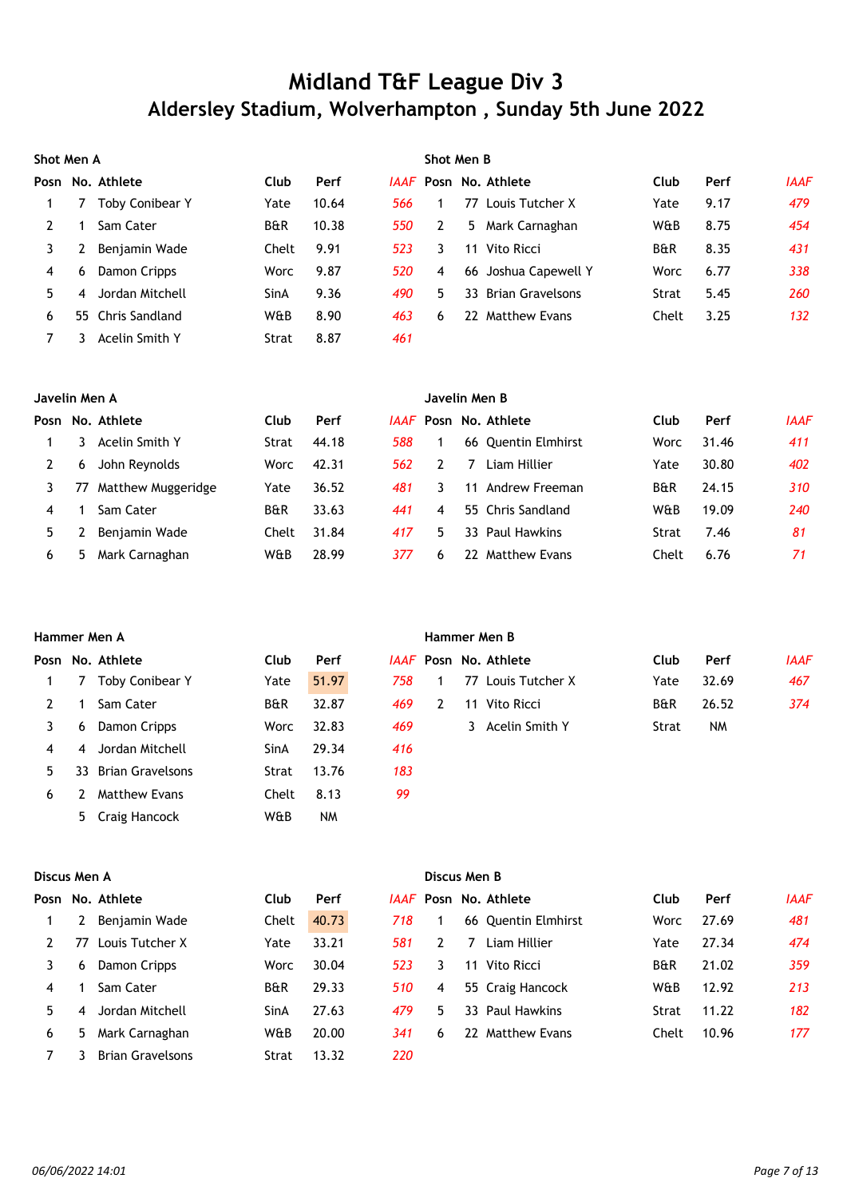# Midland T&F League Div 3

## Aldersley Stadium, Wolverhampton , Sunday 5th June 2022

### Shot Men A

| Posn | No. | Athlete | Club | Perf | IAAF |
|---|---|---|---|---|---|
| 1 | 7 | Toby Conibear Y | Yate | 10.64 | 566 |
| 2 | 1 | Sam Cater | B&R | 10.38 | 550 |
| 3 | 2 | Benjamin Wade | Chelt | 9.91 | 523 |
| 4 | 6 | Damon Cripps | Worc | 9.87 | 520 |
| 5 | 4 | Jordan Mitchell | SinA | 9.36 | 490 |
| 6 | 55 | Chris Sandland | W&B | 8.90 | 463 |
| 7 | 3 | Acelin Smith Y | Strat | 8.87 | 461 |

### Shot Men B

| Posn | No. | Athlete | Club | Perf | IAAF |
|---|---|---|---|---|---|
| 1 | 77 | Louis Tutcher X | Yate | 9.17 | 479 |
| 2 | 5 | Mark Carnaghan | W&B | 8.75 | 454 |
| 3 | 11 | Vito Ricci | B&R | 8.35 | 431 |
| 4 | 66 | Joshua Capewell Y | Worc | 6.77 | 338 |
| 5 | 33 | Brian Gravelsons | Strat | 5.45 | 260 |
| 6 | 22 | Matthew Evans | Chelt | 3.25 | 132 |

### Javelin Men A

| Posn | No. | Athlete | Club | Perf | IAAF |
|---|---|---|---|---|---|
| 1 | 3 | Acelin Smith Y | Strat | 44.18 | 588 |
| 2 | 6 | John Reynolds | Worc | 42.31 | 562 |
| 3 | 77 | Matthew Muggeridge | Yate | 36.52 | 481 |
| 4 | 1 | Sam Cater | B&R | 33.63 | 441 |
| 5 | 2 | Benjamin Wade | Chelt | 31.84 | 417 |
| 6 | 5 | Mark Carnaghan | W&B | 28.99 | 377 |

### Javelin Men B

| Posn | No. | Athlete | Club | Perf | IAAF |
|---|---|---|---|---|---|
| 1 | 66 | Quentin Elmhirst | Worc | 31.46 | 411 |
| 2 | 7 | Liam Hillier | Yate | 30.80 | 402 |
| 3 | 11 | Andrew Freeman | B&R | 24.15 | 310 |
| 4 | 55 | Chris Sandland | W&B | 19.09 | 240 |
| 5 | 33 | Paul Hawkins | Strat | 7.46 | 81 |
| 6 | 22 | Matthew Evans | Chelt | 6.76 | 71 |

### Hammer Men A

| Posn | No. | Athlete | Club | Perf | IAAF |
|---|---|---|---|---|---|
| 1 | 7 | Toby Conibear Y | Yate | 51.97 | 758 |
| 2 | 1 | Sam Cater | B&R | 32.87 | 469 |
| 3 | 6 | Damon Cripps | Worc | 32.83 | 469 |
| 4 | 4 | Jordan Mitchell | SinA | 29.34 | 416 |
| 5 | 33 | Brian Gravelsons | Strat | 13.76 | 183 |
| 6 | 2 | Matthew Evans | Chelt | 8.13 | 99 |
| | 5 | Craig Hancock | W&B | NM | |

### Hammer Men B

| Posn | No. | Athlete | Club | Perf | IAAF |
|---|---|---|---|---|---|
| 1 | 77 | Louis Tutcher X | Yate | 32.69 | 467 |
| 2 | 11 | Vito Ricci | B&R | 26.52 | 374 |
| | 3 | Acelin Smith Y | Strat | NM | |

### Discus Men A

| Posn | No. | Athlete | Club | Perf | IAAF |
|---|---|---|---|---|---|
| 1 | 2 | Benjamin Wade | Chelt | 40.73 | 718 |
| 2 | 77 | Louis Tutcher X | Yate | 33.21 | 581 |
| 3 | 6 | Damon Cripps | Worc | 30.04 | 523 |
| 4 | 1 | Sam Cater | B&R | 29.33 | 510 |
| 5 | 4 | Jordan Mitchell | SinA | 27.63 | 479 |
| 6 | 5 | Mark Carnaghan | W&B | 20.00 | 341 |
| 7 | 3 | Brian Gravelsons | Strat | 13.32 | 220 |

### Discus Men B

| Posn | No. | Athlete | Club | Perf | IAAF |
|---|---|---|---|---|---|
| 1 | 66 | Quentin Elmhirst | Worc | 27.69 | 481 |
| 2 | 7 | Liam Hillier | Yate | 27.34 | 474 |
| 3 | 11 | Vito Ricci | B&R | 21.02 | 359 |
| 4 | 55 | Craig Hancock | W&B | 12.92 | 213 |
| 5 | 33 | Paul Hawkins | Strat | 11.22 | 182 |
| 6 | 22 | Matthew Evans | Chelt | 10.96 | 177 |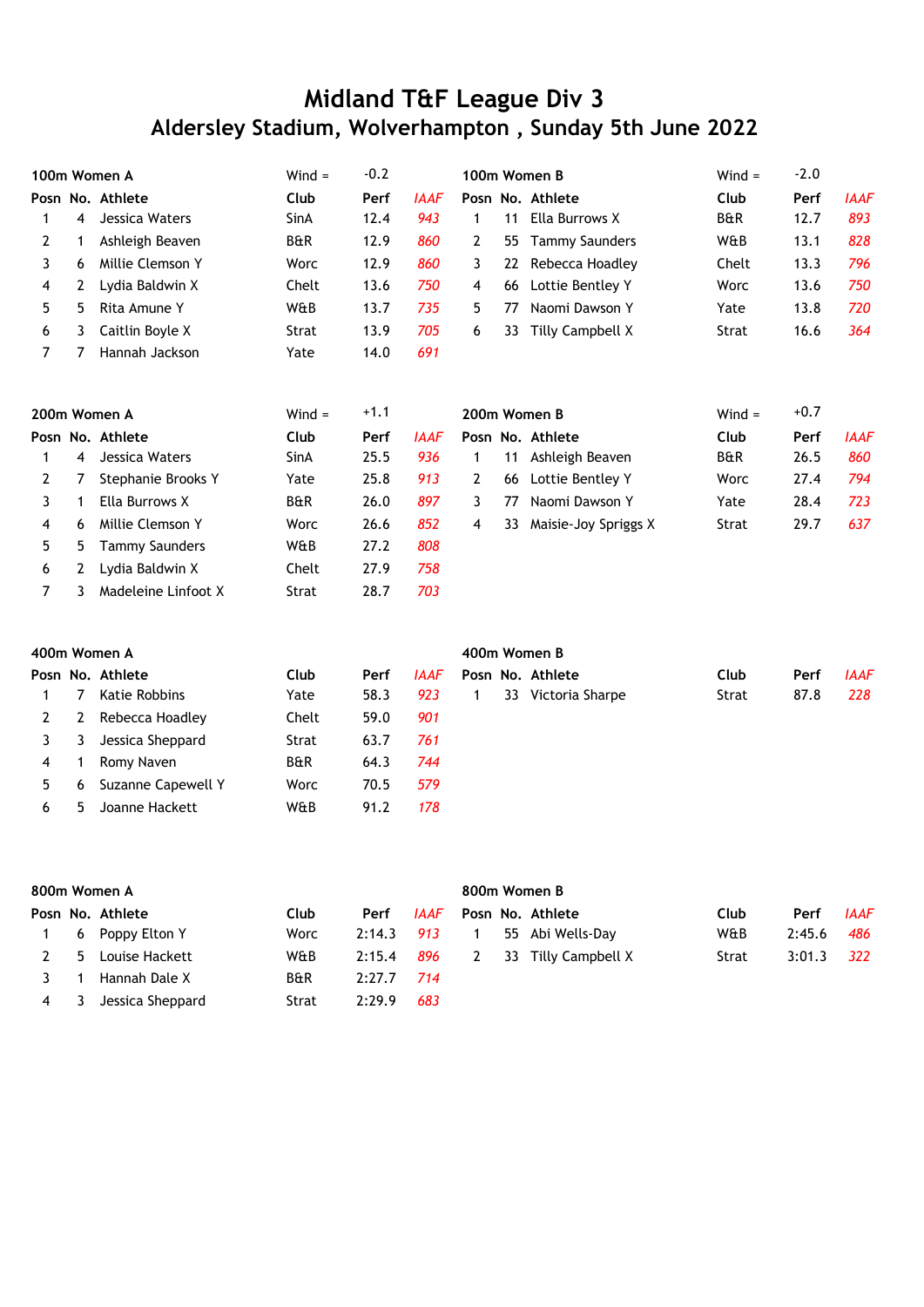# Midland T&F League Div 3
## Aldersley Stadium, Wolverhampton , Sunday 5th June 2022

### 100m Women A

Wind = -0.2

| Posn | No. | Athlete | Club | Perf | *IAAF* |
|---|---|---|---|---|---|
| 1 | 4 | Jessica Waters | SinA | 12.4 | *943* |
| 2 | 1 | Ashleigh Beaven | B&R | 12.9 | *860* |
| 3 | 6 | Millie Clemson Y | Worc | 12.9 | *860* |
| 4 | 2 | Lydia Baldwin X | Chelt | 13.6 | *750* |
| 5 | 5 | Rita Amune Y | W&B | 13.7 | *735* |
| 6 | 3 | Caitlin Boyle X | Strat | 13.9 | *705* |
| 7 | 7 | Hannah Jackson | Yate | 14.0 | *691* |

### 100m Women B

Wind = -2.0

| Posn | No. | Athlete | Club | Perf | *IAAF* |
|---|---|---|---|---|---|
| 1 | 11 | Ella Burrows X | B&R | 12.7 | *893* |
| 2 | 55 | Tammy Saunders | W&B | 13.1 | *828* |
| 3 | 22 | Rebecca Hoadley | Chelt | 13.3 | *796* |
| 4 | 66 | Lottie Bentley Y | Worc | 13.6 | *750* |
| 5 | 77 | Naomi Dawson Y | Yate | 13.8 | *720* |
| 6 | 33 | Tilly Campbell X | Strat | 16.6 | *364* |

### 200m Women A

Wind = +1.1

| Posn | No. | Athlete | Club | Perf | *IAAF* |
|---|---|---|---|---|---|
| 1 | 4 | Jessica Waters | SinA | 25.5 | *936* |
| 2 | 7 | Stephanie Brooks Y | Yate | 25.8 | *913* |
| 3 | 1 | Ella Burrows X | B&R | 26.0 | *897* |
| 4 | 6 | Millie Clemson Y | Worc | 26.6 | *852* |
| 5 | 5 | Tammy Saunders | W&B | 27.2 | *808* |
| 6 | 2 | Lydia Baldwin X | Chelt | 27.9 | *758* |
| 7 | 3 | Madeleine Linfoot X | Strat | 28.7 | *703* |

### 200m Women B

Wind = +0.7

| Posn | No. | Athlete | Club | Perf | *IAAF* |
|---|---|---|---|---|---|
| 1 | 11 | Ashleigh Beaven | B&R | 26.5 | *860* |
| 2 | 66 | Lottie Bentley Y | Worc | 27.4 | *794* |
| 3 | 77 | Naomi Dawson Y | Yate | 28.4 | *723* |
| 4 | 33 | Maisie-Joy Spriggs X | Strat | 29.7 | *637* |

### 400m Women A

| Posn | No. | Athlete | Club | Perf | *IAAF* |
|---|---|---|---|---|---|
| 1 | 7 | Katie Robbins | Yate | 58.3 | *923* |
| 2 | 2 | Rebecca Hoadley | Chelt | 59.0 | *901* |
| 3 | 3 | Jessica Sheppard | Strat | 63.7 | *761* |
| 4 | 1 | Romy Naven | B&R | 64.3 | *744* |
| 5 | 6 | Suzanne Capewell Y | Worc | 70.5 | *579* |
| 6 | 5 | Joanne Hackett | W&B | 91.2 | *178* |

### 400m Women B

| Posn | No. | Athlete | Club | Perf | *IAAF* |
|---|---|---|---|---|---|
| 1 | 33 | Victoria Sharpe | Strat | 87.8 | *228* |

### 800m Women A

| Posn | No. | Athlete | Club | Perf | *IAAF* |
|---|---|---|---|---|---|
| 1 | 6 | Poppy Elton Y | Worc | 2:14.3 | *913* |
| 2 | 5 | Louise Hackett | W&B | 2:15.4 | *896* |
| 3 | 1 | Hannah Dale X | B&R | 2:27.7 | *714* |
| 4 | 3 | Jessica Sheppard | Strat | 2:29.9 | *683* |

### 800m Women B

| Posn | No. | Athlete | Club | Perf | *IAAF* |
|---|---|---|---|---|---|
| 1 | 55 | Abi Wells-Day | W&B | 2:45.6 | *486* |
| 2 | 33 | Tilly Campbell X | Strat | 3:01.3 | *322* |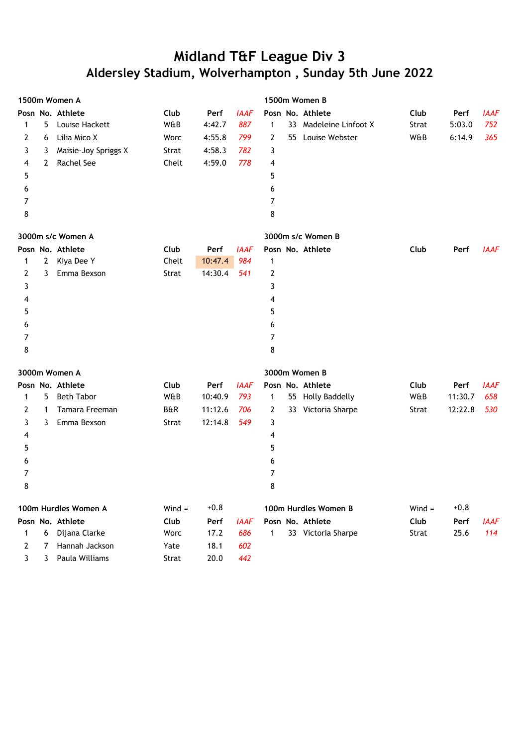# Midland T&F League Div 3

## Aldersley Stadium, Wolverhampton , Sunday 5th June 2022

### 1500m Women A

| Posn | No. | Athlete | Club | Perf | IAAF |
|---|---|---|---|---|---|
| 1 | 5 | Louise Hackett | W&B | 4:42.7 | 887 |
| 2 | 6 | Lilia Mico X | Worc | 4:55.8 | 799 |
| 3 | 3 | Maisie-Joy Spriggs X | Strat | 4:58.3 | 782 |
| 4 | 2 | Rachel See | Chelt | 4:59.0 | 778 |
| 5 | | | | | |
| 6 | | | | | |
| 7 | | | | | |
| 8 | | | | | |

### 1500m Women B

| Posn | No. | Athlete | Club | Perf | IAAF |
|---|---|---|---|---|---|
| 1 | 33 | Madeleine Linfoot X | Strat | 5:03.0 | 752 |
| 2 | 55 | Louise Webster | W&B | 6:14.9 | 365 |
| 3 | | | | | |
| 4 | | | | | |
| 5 | | | | | |
| 6 | | | | | |
| 7 | | | | | |
| 8 | | | | | |

### 3000m s/c Women A

| Posn | No. | Athlete | Club | Perf | IAAF |
|---|---|---|---|---|---|
| 1 | 2 | Kiya Dee Y | Chelt | 10:47.4 | 984 |
| 2 | 3 | Emma Bexson | Strat | 14:30.4 | 541 |
| 3 | | | | | |
| 4 | | | | | |
| 5 | | | | | |
| 6 | | | | | |
| 7 | | | | | |
| 8 | | | | | |

### 3000m s/c Women B

| Posn | No. | Athlete | Club | Perf | IAAF |
|---|---|---|---|---|---|
| 1 | | | | | |
| 2 | | | | | |
| 3 | | | | | |
| 4 | | | | | |
| 5 | | | | | |
| 6 | | | | | |
| 7 | | | | | |
| 8 | | | | | |

### 3000m Women A

| Posn | No. | Athlete | Club | Perf | IAAF |
|---|---|---|---|---|---|
| 1 | 5 | Beth Tabor | W&B | 10:40.9 | 793 |
| 2 | 1 | Tamara Freeman | B&R | 11:12.6 | 706 |
| 3 | 3 | Emma Bexson | Strat | 12:14.8 | 549 |
| 4 | | | | | |
| 5 | | | | | |
| 6 | | | | | |
| 7 | | | | | |
| 8 | | | | | |

### 3000m Women B

| Posn | No. | Athlete | Club | Perf | IAAF |
|---|---|---|---|---|---|
| 1 | 55 | Holly Baddelly | W&B | 11:30.7 | 658 |
| 2 | 33 | Victoria Sharpe | Strat | 12:22.8 | 530 |
| 3 | | | | | |
| 4 | | | | | |
| 5 | | | | | |
| 6 | | | | | |
| 7 | | | | | |
| 8 | | | | | |

### 100m Hurdles Women A

Wind = +0.8

| Posn | No. | Athlete | Club | Perf | IAAF |
|---|---|---|---|---|---|
| 1 | 6 | Dijana Clarke | Worc | 17.2 | 686 |
| 2 | 7 | Hannah Jackson | Yate | 18.1 | 602 |
| 3 | 3 | Paula Williams | Strat | 20.0 | 442 |

### 100m Hurdles Women B

Wind = +0.8

| Posn | No. | Athlete | Club | Perf | IAAF |
|---|---|---|---|---|---|
| 1 | 33 | Victoria Sharpe | Strat | 25.6 | 114 |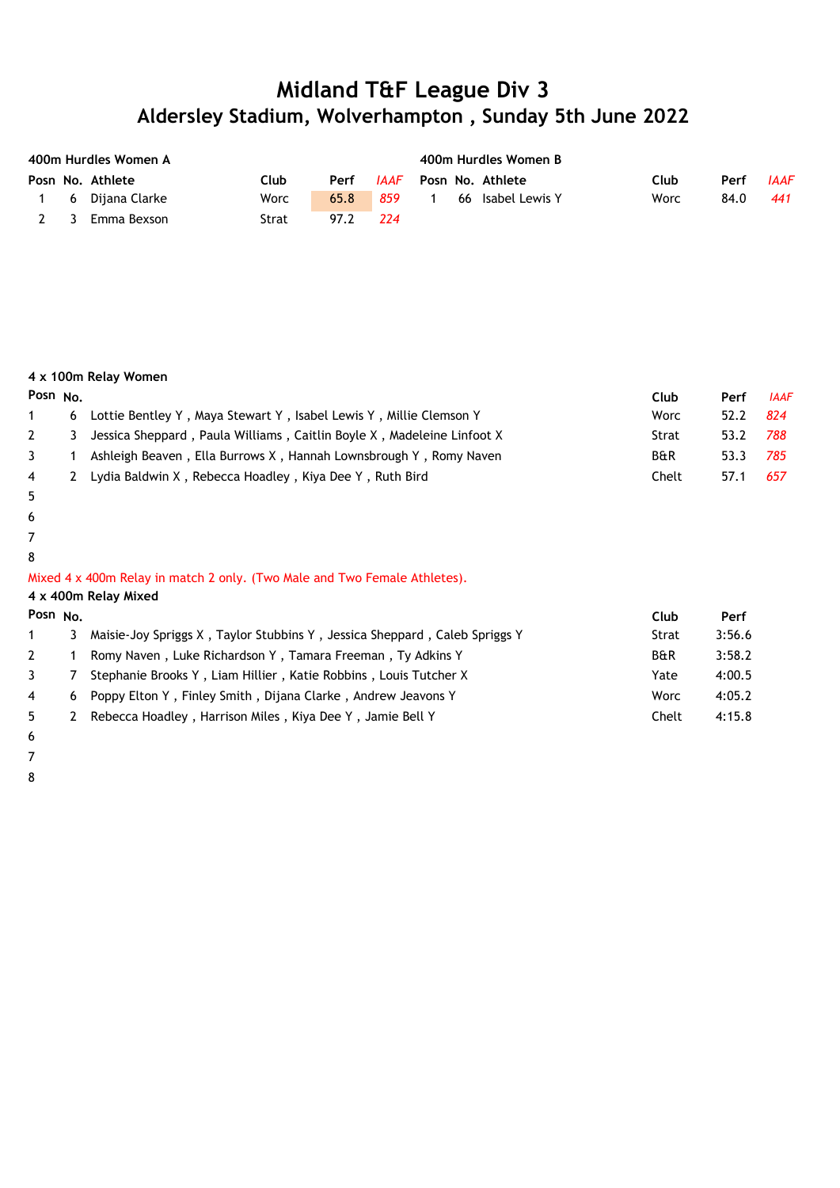# Midland T&F League Div 3
## Aldersley Stadium, Wolverhampton , Sunday 5th June 2022

### 400m Hurdles Women A

| Posn | No. | Athlete | Club | Perf | *IAAF* |
|---|---|---|---|---|---|
| 1 | 6 | Dijana Clarke | Worc | 65.8 | *859* |
| 2 | 3 | Emma Bexson | Strat | 97.2 | *224* |

### 400m Hurdles Women B

| Posn | No. | Athlete | Club | Perf | *IAAF* |
|---|---|---|---|---|---|
| 1 | 66 | Isabel Lewis Y | Worc | 84.0 | *441* |

### 4 x 100m Relay Women

| Posn | No. | Athletes | Club | Perf | *IAAF* |
|---|---|---|---|---|---|
| 1 | 6 | Lottie Bentley Y , Maya Stewart Y , Isabel Lewis Y , Millie Clemson Y | Worc | 52.2 | *824* |
| 2 | 3 | Jessica Sheppard , Paula Williams , Caitlin Boyle X , Madeleine Linfoot X | Strat | 53.2 | *788* |
| 3 | 1 | Ashleigh Beaven , Ella Burrows X , Hannah Lownsbrough Y , Romy Naven | B&R | 53.3 | *785* |
| 4 | 2 | Lydia Baldwin X , Rebecca Hoadley , Kiya Dee Y , Ruth Bird | Chelt | 57.1 | *657* |
| 5 | | | | | |
| 6 | | | | | |
| 7 | | | | | |
| 8 | | | | | |

Mixed 4 x 400m Relay in match 2 only. (Two Male and Two Female Athletes).

### 4 x 400m Relay Mixed

| Posn | No. | Athletes | Club | Perf |
|---|---|---|---|---|
| 1 | 3 | Maisie-Joy Spriggs X , Taylor Stubbins Y , Jessica Sheppard , Caleb Spriggs Y | Strat | 3:56.6 |
| 2 | 1 | Romy Naven , Luke Richardson Y , Tamara Freeman , Ty Adkins Y | B&R | 3:58.2 |
| 3 | 7 | Stephanie Brooks Y , Liam Hillier , Katie Robbins , Louis Tutcher X | Yate | 4:00.5 |
| 4 | 6 | Poppy Elton Y , Finley Smith , Dijana Clarke , Andrew Jeavons Y | Worc | 4:05.2 |
| 5 | 2 | Rebecca Hoadley , Harrison Miles , Kiya Dee Y , Jamie Bell Y | Chelt | 4:15.8 |
| 6 | | | | |
| 7 | | | | |
| 8 | | | | |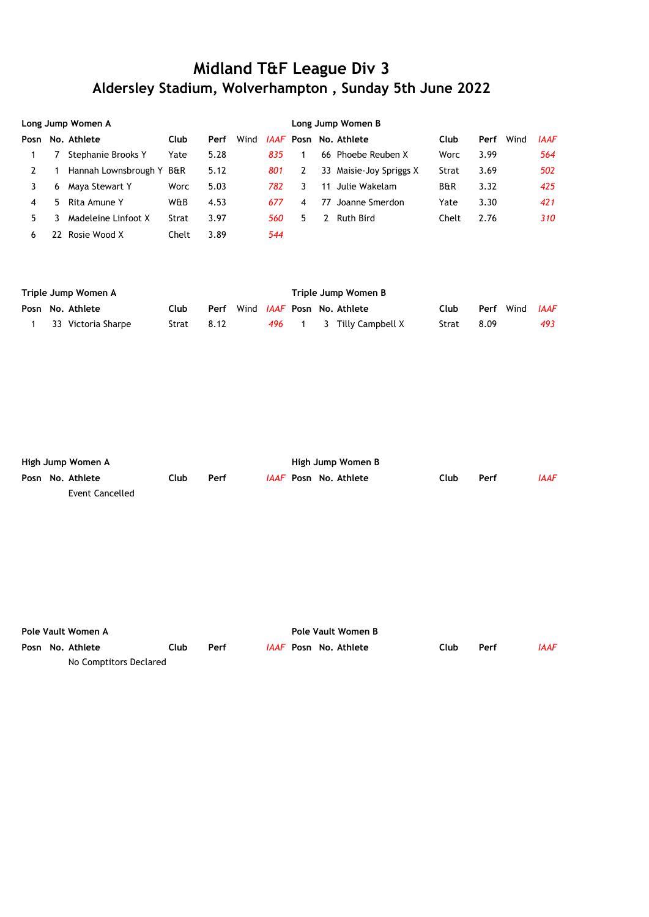# Midland T&F League Div 3

## Aldersley Stadium, Wolverhampton , Sunday 5th June 2022

### Long Jump Women A

| Posn | No. | Athlete | Club | Perf | Wind | IAAF |
|---|---|---|---|---|---|---|
| 1 | 7 | Stephanie Brooks Y | Yate | 5.28 | | *835* |
| 2 | 1 | Hannah Lownsbrough Y | B&R | 5.12 | | *801* |
| 3 | 6 | Maya Stewart Y | Worc | 5.03 | | *782* |
| 4 | 5 | Rita Amune Y | W&B | 4.53 | | *677* |
| 5 | 3 | Madeleine Linfoot X | Strat | 3.97 | | *560* |
| 6 | 22 | Rosie Wood X | Chelt | 3.89 | | *544* |

### Long Jump Women B

| Posn | No. | Athlete | Club | Perf | Wind | IAAF |
|---|---|---|---|---|---|---|
| 1 | 66 | Phoebe Reuben X | Worc | 3.99 | | *564* |
| 2 | 33 | Maisie-Joy Spriggs X | Strat | 3.69 | | *502* |
| 3 | 11 | Julie Wakelam | B&R | 3.32 | | *425* |
| 4 | 77 | Joanne Smerdon | Yate | 3.30 | | *421* |
| 5 | 2 | Ruth Bird | Chelt | 2.76 | | *310* |

### Triple Jump Women A

| Posn | No. | Athlete | Club | Perf | Wind | IAAF |
|---|---|---|---|---|---|---|
| 1 | 33 | Victoria Sharpe | Strat | 8.12 | | *496* |

### Triple Jump Women B

| Posn | No. | Athlete | Club | Perf | Wind | IAAF |
|---|---|---|---|---|---|---|
| 1 | 3 | Tilly Campbell X | Strat | 8.09 | | *493* |

### High Jump Women A

| Posn | No. | Athlete | Club | Perf | IAAF |
|---|---|---|---|---|---|
| | | Event Cancelled | | | |

### High Jump Women B

| Posn | No. | Athlete | Club | Perf | IAAF |
|---|---|---|---|---|---|

### Pole Vault Women A

| Posn | No. | Athlete | Club | Perf | IAAF |
|---|---|---|---|---|---|
| | | No Comptitors Declared | | | |

### Pole Vault Women B

| Posn | No. | Athlete | Club | Perf | IAAF |
|---|---|---|---|---|---|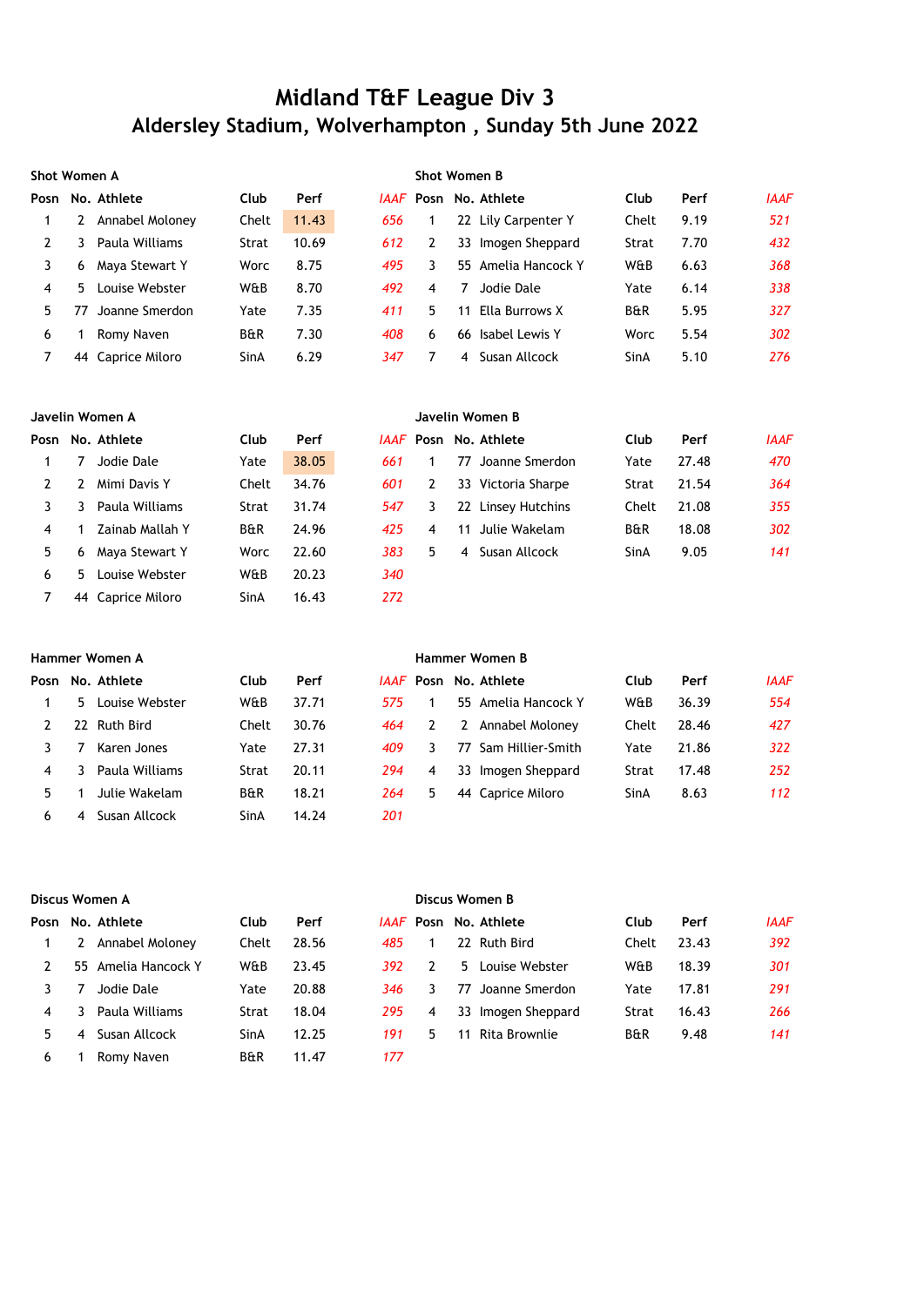# Midland T&F League Div 3
## Aldersley Stadium, Wolverhampton , Sunday 5th June 2022

### Shot Women A

| Posn | No. | Athlete | Club | Perf | IAAF |
|---|---|---|---|---|---|
| 1 | 2 | Annabel Moloney | Chelt | 11.43 | 656 |
| 2 | 3 | Paula Williams | Strat | 10.69 | 612 |
| 3 | 6 | Maya Stewart Y | Worc | 8.75 | 495 |
| 4 | 5 | Louise Webster | W&B | 8.70 | 492 |
| 5 | 77 | Joanne Smerdon | Yate | 7.35 | 411 |
| 6 | 1 | Romy Naven | B&R | 7.30 | 408 |
| 7 | 44 | Caprice Miloro | SinA | 6.29 | 347 |

### Shot Women B

| Posn | No. | Athlete | Club | Perf | IAAF |
|---|---|---|---|---|---|
| 1 | 22 | Lily Carpenter Y | Chelt | 9.19 | 521 |
| 2 | 33 | Imogen Sheppard | Strat | 7.70 | 432 |
| 3 | 55 | Amelia Hancock Y | W&B | 6.63 | 368 |
| 4 | 7 | Jodie Dale | Yate | 6.14 | 338 |
| 5 | 11 | Ella Burrows X | B&R | 5.95 | 327 |
| 6 | 66 | Isabel Lewis Y | Worc | 5.54 | 302 |
| 7 | 4 | Susan Allcock | SinA | 5.10 | 276 |

### Javelin Women A

| Posn | No. | Athlete | Club | Perf | IAAF |
|---|---|---|---|---|---|
| 1 | 7 | Jodie Dale | Yate | 38.05 | 661 |
| 2 | 2 | Mimi Davis Y | Chelt | 34.76 | 601 |
| 3 | 3 | Paula Williams | Strat | 31.74 | 547 |
| 4 | 1 | Zainab Mallah Y | B&R | 24.96 | 425 |
| 5 | 6 | Maya Stewart Y | Worc | 22.60 | 383 |
| 6 | 5 | Louise Webster | W&B | 20.23 | 340 |
| 7 | 44 | Caprice Miloro | SinA | 16.43 | 272 |

### Javelin Women B

| Posn | No. | Athlete | Club | Perf | IAAF |
|---|---|---|---|---|---|
| 1 | 77 | Joanne Smerdon | Yate | 27.48 | 470 |
| 2 | 33 | Victoria Sharpe | Strat | 21.54 | 364 |
| 3 | 22 | Linsey Hutchins | Chelt | 21.08 | 355 |
| 4 | 11 | Julie Wakelam | B&R | 18.08 | 302 |
| 5 | 4 | Susan Allcock | SinA | 9.05 | 141 |

### Hammer Women A

| Posn | No. | Athlete | Club | Perf | IAAF |
|---|---|---|---|---|---|
| 1 | 5 | Louise Webster | W&B | 37.71 | 575 |
| 2 | 22 | Ruth Bird | Chelt | 30.76 | 464 |
| 3 | 7 | Karen Jones | Yate | 27.31 | 409 |
| 4 | 3 | Paula Williams | Strat | 20.11 | 294 |
| 5 | 1 | Julie Wakelam | B&R | 18.21 | 264 |
| 6 | 4 | Susan Allcock | SinA | 14.24 | 201 |

### Hammer Women B

| Posn | No. | Athlete | Club | Perf | IAAF |
|---|---|---|---|---|---|
| 1 | 55 | Amelia Hancock Y | W&B | 36.39 | 554 |
| 2 | 2 | Annabel Moloney | Chelt | 28.46 | 427 |
| 3 | 77 | Sam Hillier-Smith | Yate | 21.86 | 322 |
| 4 | 33 | Imogen Sheppard | Strat | 17.48 | 252 |
| 5 | 44 | Caprice Miloro | SinA | 8.63 | 112 |

### Discus Women A

| Posn | No. | Athlete | Club | Perf | IAAF |
|---|---|---|---|---|---|
| 1 | 2 | Annabel Moloney | Chelt | 28.56 | 485 |
| 2 | 55 | Amelia Hancock Y | W&B | 23.45 | 392 |
| 3 | 7 | Jodie Dale | Yate | 20.88 | 346 |
| 4 | 3 | Paula Williams | Strat | 18.04 | 295 |
| 5 | 4 | Susan Allcock | SinA | 12.25 | 191 |
| 6 | 1 | Romy Naven | B&R | 11.47 | 177 |

### Discus Women B

| Posn | No. | Athlete | Club | Perf | IAAF |
|---|---|---|---|---|---|
| 1 | 22 | Ruth Bird | Chelt | 23.43 | 392 |
| 2 | 5 | Louise Webster | W&B | 18.39 | 301 |
| 3 | 77 | Joanne Smerdon | Yate | 17.81 | 291 |
| 4 | 33 | Imogen Sheppard | Strat | 16.43 | 266 |
| 5 | 11 | Rita Brownlie | B&R | 9.48 | 141 |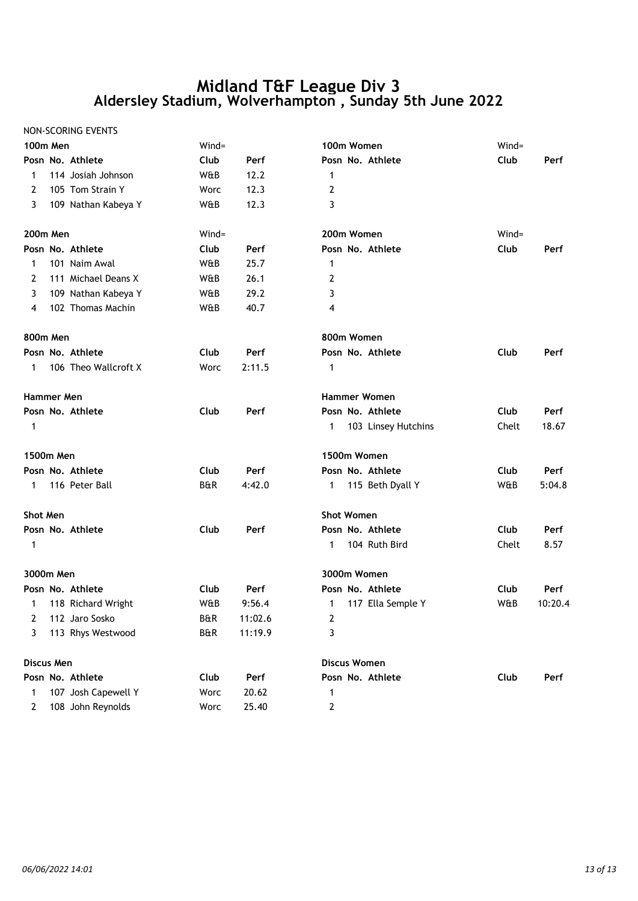# Midland T&F League Div 3
## Aldersley Stadium, Wolverhampton , Sunday 5th June 2022

NON-SCORING EVENTS

### 100m Men

Wind=

| Posn | No. | Athlete | Club | Perf |
|---|---|---|---|---|
| 1 | 114 | Josiah Johnson | W&B | 12.2 |
| 2 | 105 | Tom Strain Y | Worc | 12.3 |
| 3 | 109 | Nathan Kabeya Y | W&B | 12.3 |

### 100m Women

Wind=

| Posn | No. | Athlete | Club | Perf |
|---|---|---|---|---|
| 1 | | | | |
| 2 | | | | |
| 3 | | | | |

### 200m Men

Wind=

| Posn | No. | Athlete | Club | Perf |
|---|---|---|---|---|
| 1 | 101 | Naim Awal | W&B | 25.7 |
| 2 | 111 | Michael Deans X | W&B | 26.1 |
| 3 | 109 | Nathan Kabeya Y | W&B | 29.2 |
| 4 | 102 | Thomas Machin | W&B | 40.7 |

### 200m Women

Wind=

| Posn | No. | Athlete | Club | Perf |
|---|---|---|---|---|
| 1 | | | | |
| 2 | | | | |
| 3 | | | | |
| 4 | | | | |

### 800m Men

| Posn | No. | Athlete | Club | Perf |
|---|---|---|---|---|
| 1 | 106 | Theo Wallcroft X | Worc | 2:11.5 |

### 800m Women

| Posn | No. | Athlete | Club | Perf |
|---|---|---|---|---|
| 1 | | | | |

### Hammer Men

| Posn | No. | Athlete | Club | Perf |
|---|---|---|---|---|
| 1 | | | | |

### Hammer Women

| Posn | No. | Athlete | Club | Perf |
|---|---|---|---|---|
| 1 | 103 | Linsey Hutchins | Chelt | 18.67 |

### 1500m Men

| Posn | No. | Athlete | Club | Perf |
|---|---|---|---|---|
| 1 | 116 | Peter Ball | B&R | 4:42.0 |

### 1500m Women

| Posn | No. | Athlete | Club | Perf |
|---|---|---|---|---|
| 1 | 115 | Beth Dyall Y | W&B | 5:04.8 |

### Shot Men

| Posn | No. | Athlete | Club | Perf |
|---|---|---|---|---|
| 1 | | | | |

### Shot Women

| Posn | No. | Athlete | Club | Perf |
|---|---|---|---|---|
| 1 | 104 | Ruth Bird | Chelt | 8.57 |

### 3000m Men

| Posn | No. | Athlete | Club | Perf |
|---|---|---|---|---|
| 1 | 118 | Richard Wright | W&B | 9:56.4 |
| 2 | 112 | Jaro Sosko | B&R | 11:02.6 |
| 3 | 113 | Rhys Westwood | B&R | 11:19.9 |

### 3000m Women

| Posn | No. | Athlete | Club | Perf |
|---|---|---|---|---|
| 1 | 117 | Ella Semple Y | W&B | 10:20.4 |
| 2 | | | | |
| 3 | | | | |

### Discus Men

| Posn | No. | Athlete | Club | Perf |
|---|---|---|---|---|
| 1 | 107 | Josh Capewell Y | Worc | 20.62 |
| 2 | 108 | John Reynolds | Worc | 25.40 |

### Discus Women

| Posn | No. | Athlete | Club | Perf |
|---|---|---|---|---|
| 1 | | | | |
| 2 | | | | |

*06/06/2022 14:01*